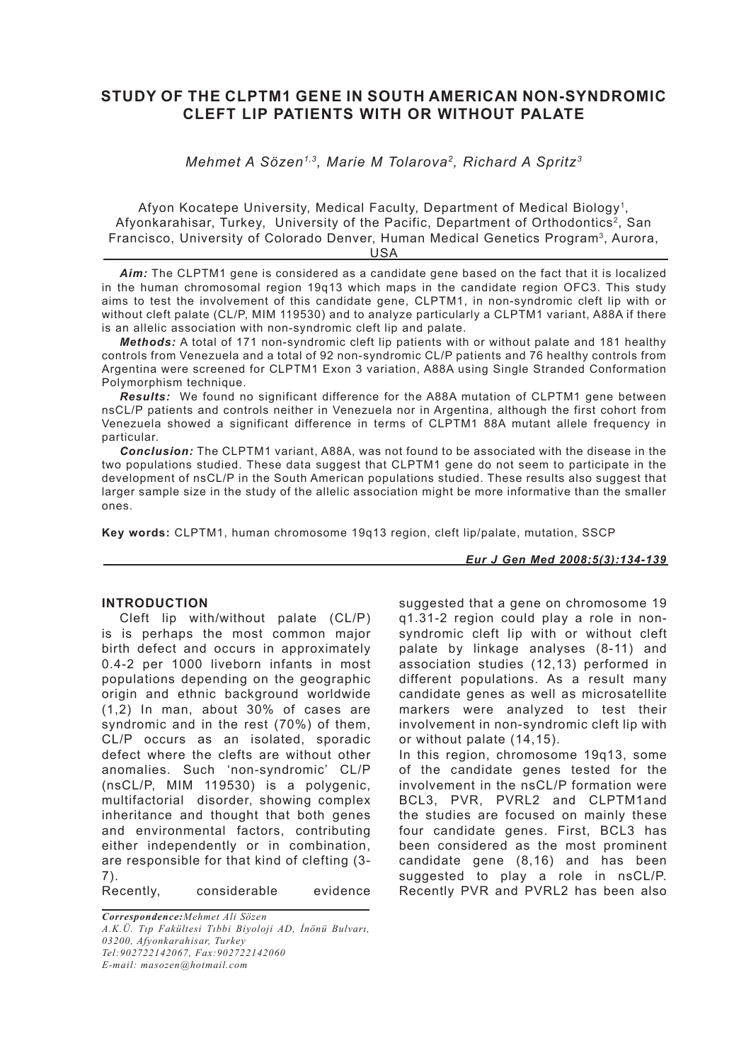# STUDY OF THE CLPTM1 GENE IN SOUTH AMERICAN NON-SYNDROMIC CLEFT LIP PATIENTS WITH OR WITHOUT PALATE

*Mehmet A Sözen[1,3], Marie M Tolarova[2], Richard A Spritz[3]*

Afyon Kocatepe University, Medical Faculty, Department of Medical Biology[1], Afyonkarahisar, Turkey, University of the Pacific, Department of Orthodontics[2], San Francisco, University of Colorado Denver, Human Medical Genetics Program[3], Aurora, USA

***Aim:*** The CLPTM1 gene is considered as a candidate gene based on the fact that it is localized in the human chromosomal region 19q13 which maps in the candidate region OFC3. This study aims to test the involvement of this candidate gene, CLPTM1, in non-syndromic cleft lip with or without cleft palate (CL/P, MIM 119530) and to analyze particularly a CLPTM1 variant, A88A if there is an allelic association with non-syndromic cleft lip and palate.

***Methods:*** A total of 171 non-syndromic cleft lip patients with or without palate and 181 healthy controls from Venezuela and a total of 92 non-syndromic CL/P patients and 76 healthy controls from Argentina were screened for CLPTM1 Exon 3 variation, A88A using Single Stranded Conformation Polymorphism technique.

***Results:*** We found no significant difference for the A88A mutation of CLPTM1 gene between nsCL/P patients and controls neither in Venezuela nor in Argentina, although the first cohort from Venezuela showed a significant difference in terms of CLPTM1 88A mutant allele frequency in particular.

***Conclusion:*** The CLPTM1 variant, A88A, was not found to be associated with the disease in the two populations studied. These data suggest that CLPTM1 gene do not seem to participate in the development of nsCL/P in the South American populations studied. These results also suggest that larger sample size in the study of the allelic association might be more informative than the smaller ones.

**Key words:** CLPTM1, human chromosome 19q13 region, cleft lip/palate, mutation, SSCP

## INTRODUCTION

Cleft lip with/without palate (CL/P) is is perhaps the most common major birth defect and occurs in approximately 0.4-2 per 1000 liveborn infants in most populations depending on the geographic origin and ethnic background worldwide (1,2) In man, about 30% of cases are syndromic and in the rest (70%) of them, CL/P occurs as an isolated, sporadic defect where the clefts are without other anomalies. Such 'non-syndromic' CL/P (nsCL/P, MIM 119530) is a polygenic, multifactorial disorder, showing complex inheritance and thought that both genes and environmental factors, contributing either independently or in combination, are responsible for that kind of clefting (3-7).

Recently, considerable evidence suggested that a gene on chromosome 19 q1.31-2 region could play a role in non-syndromic cleft lip with or without cleft palate by linkage analyses (8-11) and association studies (12,13) performed in different populations. As a result many candidate genes as well as microsatellite markers were analyzed to test their involvement in non-syndromic cleft lip with or without palate (14,15).

In this region, chromosome 19q13, some of the candidate genes tested for the involvement in the nsCL/P formation were BCL3, PVR, PVRL2 and CLPTM1and the studies are focused on mainly these four candidate genes. First, BCL3 has been considered as the most prominent candidate gene (8,16) and has been suggested to play a role in nsCL/P. Recently PVR and PVRL2 has been also

***Correspondence:*** *Mehmet Ali Sözen*
*A.K.Ü. Tıp Fakültesi Tıbbi Biyoloji AD, İnönü Bulvarı, 03200, Afyonkarahisar, Turkey*
*Tel:902722142067, Fax:902722142060*
*E-mail: masozen@hotmail.com*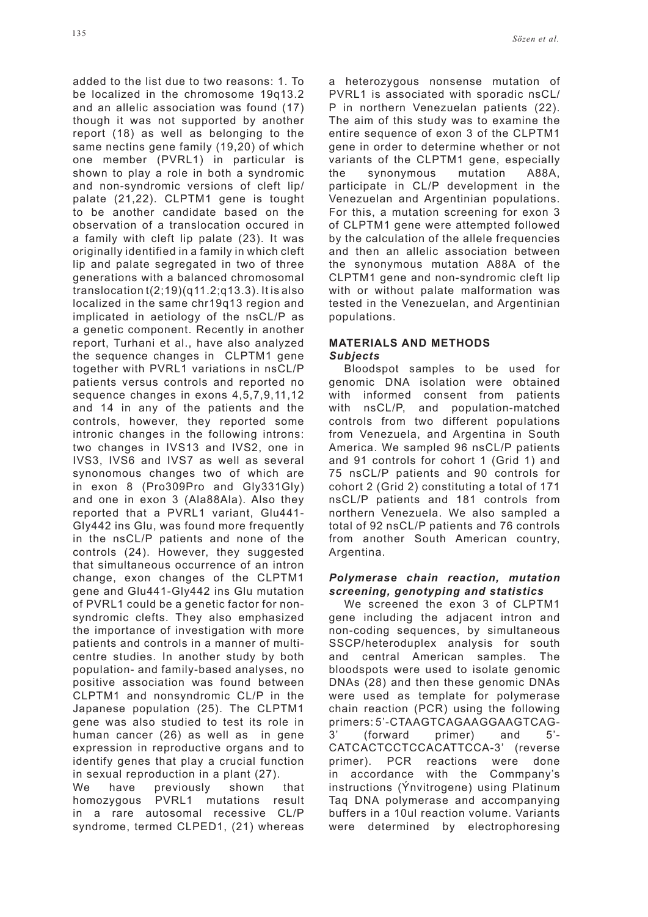added to the list due to two reasons: 1. To be localized in the chromosome 19q13.2 and an allelic association was found (17) though it was not supported by another report (18) as well as belonging to the same nectins gene family (19,20) of which one member (PVRL1) in particular is shown to play a role in both a syndromic and non-syndromic versions of cleft lip/palate (21,22). CLPTM1 gene is tought to be another candidate based on the observation of a translocation occured in a family with cleft lip palate (23). It was originally identified in a family in which cleft lip and palate segregated in two of three generations with a balanced chromosomal translocation t(2;19)(q11.2;q13.3). It is also localized in the same chr19q13 region and implicated in aetiology of the nsCL/P as a genetic component. Recently in another report, Turhani et al., have also analyzed the sequence changes in CLPTM1 gene together with PVRL1 variations in nsCL/P patients versus controls and reported no sequence changes in exons 4,5,7,9,11,12 and 14 in any of the patients and the controls, however, they reported some intronic changes in the following introns: two changes in IVS13 and IVS2, one in IVS3, IVS6 and IVS7 as well as several synonomous changes two of which are in exon 8 (Pro309Pro and Gly331Gly) and one in exon 3 (Ala88Ala). Also they reported that a PVRL1 variant, Glu441-Gly442 ins Glu, was found more frequently in the nsCL/P patients and none of the controls (24). However, they suggested that simultaneous occurrence of an intron change, exon changes of the CLPTM1 gene and Glu441-Gly442 ins Glu mutation of PVRL1 could be a genetic factor for non-syndromic clefts. They also emphasized the importance of investigation with more patients and controls in a manner of multi-centre studies. In another study by both population- and family-based analyses, no positive association was found between CLPTM1 and nonsyndromic CL/P in the Japanese population (25). The CLPTM1 gene was also studied to test its role in human cancer (26) as well as in gene expression in reproductive organs and to identify genes that play a crucial function in sexual reproduction in a plant (27).

We have previously shown that homozygous PVRL1 mutations result in a rare autosomal recessive CL/P syndrome, termed CLPED1, (21) whereas a heterozygous nonsense mutation of PVRL1 is associated with sporadic nsCL/P in northern Venezuelan patients (22). The aim of this study was to examine the entire sequence of exon 3 of the CLPTM1 gene in order to determine whether or not variants of the CLPTM1 gene, especially the synonymous mutation A88A, participate in CL/P development in the Venezuelan and Argentinian populations. For this, a mutation screening for exon 3 of CLPTM1 gene were attempted followed by the calculation of the allele frequencies and then an allelic association between the synonymous mutation A88A of the CLPTM1 gene and non-syndromic cleft lip with or without palate malformation was tested in the Venezuelan, and Argentinian populations.

## MATERIALS AND METHODS

### *Subjects*

Bloodspot samples to be used for genomic DNA isolation were obtained with informed consent from patients with nsCL/P, and population-matched controls from two different populations from Venezuela, and Argentina in South America. We sampled 96 nsCL/P patients and 91 controls for cohort 1 (Grid 1) and 75 nsCL/P patients and 90 controls for cohort 2 (Grid 2) constituting a total of 171 nsCL/P patients and 181 controls from northern Venezuela. We also sampled a total of 92 nsCL/P patients and 76 controls from another South American country, Argentina.

### *Polymerase chain reaction, mutation screening, genotyping and statistics*

We screened the exon 3 of CLPTM1 gene including the adjacent intron and non-coding sequences, by simultaneous SSCP/heteroduplex analysis for south and central American samples. The bloodspots were used to isolate genomic DNAs (28) and then these genomic DNAs were used as template for polymerase chain reaction (PCR) using the following primers: 5'-CTAAGTCAGAAGGAAGTCAG-3' (forward primer) and 5'-CATCACTCCTCCACATTCCA-3' (reverse primer). PCR reactions were done in accordance with the Commpany's instructions (Ýnvitrogene) using Platinum Taq DNA polymerase and accompanying buffers in a 10ul reaction volume. Variants were determined by electrophoresing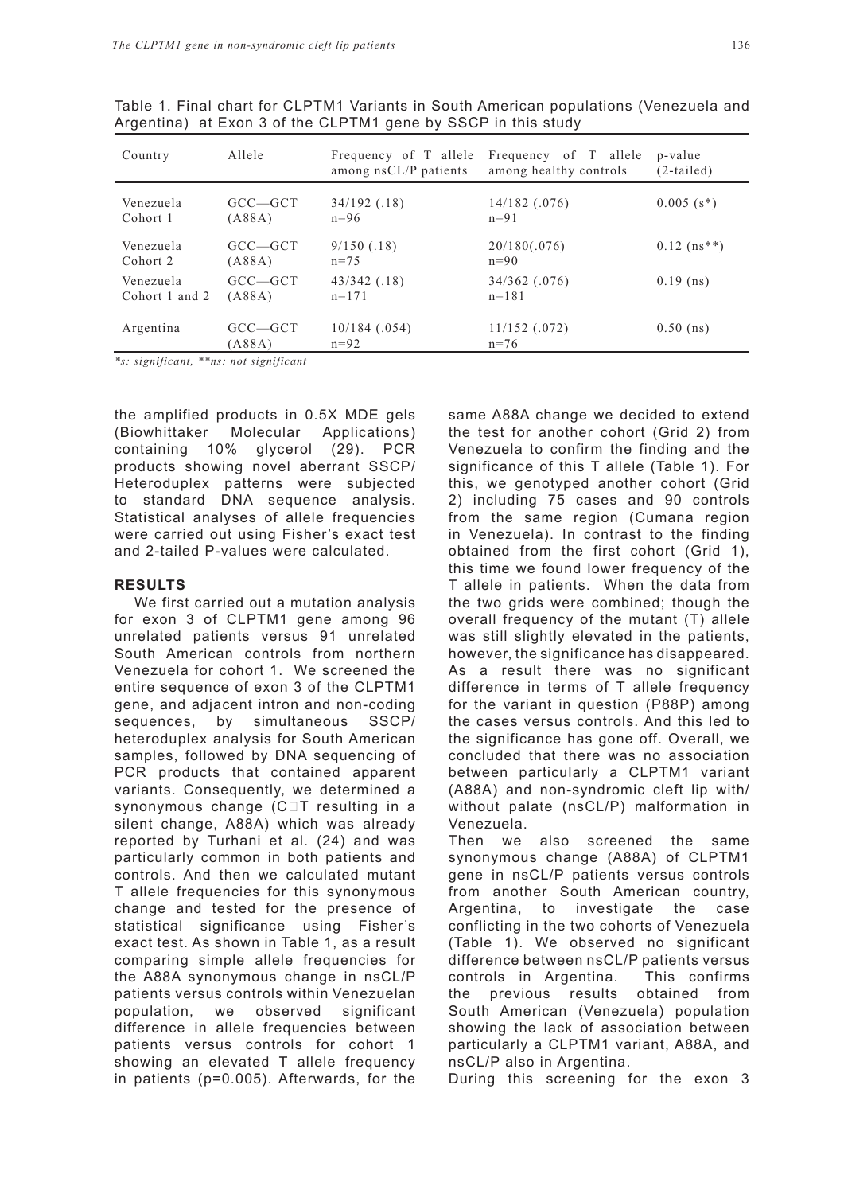Table 1. Final chart for CLPTM1 Variants in South American populations (Venezuela and Argentina) at Exon 3 of the CLPTM1 gene by SSCP in this study

| Country | Allele | Frequency of T allele among nsCL/P patients | Frequency of T allele among healthy controls | p-value (2-tailed) |
|---|---|---|---|---|
| Venezuela Cohort 1 | GCC—GCT (A88A) | 34/192 (.18) n=96 | 14/182 (.076) n=91 | 0.005 (s*) |
| Venezuela Cohort 2 | GCC—GCT (A88A) | 9/150 (.18) n=75 | 20/180(.076) n=90 | 0.12 (ns**) |
| Venezuela Cohort 1 and 2 | GCC—GCT (A88A) | 43/342 (.18) n=171 | 34/362 (.076) n=181 | 0.19 (ns) |
| Argentina | GCC—GCT (A88A) | 10/184 (.054) n=92 | 11/152 (.072) n=76 | 0.50 (ns) |

*\*s: significant, \*\*ns: not significant*

the amplified products in 0.5X MDE gels (Biowhittaker Molecular Applications) containing 10% glycerol (29). PCR products showing novel aberrant SSCP/Heteroduplex patterns were subjected to standard DNA sequence analysis. Statistical analyses of allele frequencies were carried out using Fisher's exact test and 2-tailed P-values were calculated.

## RESULTS

We first carried out a mutation analysis for exon 3 of CLPTM1 gene among 96 unrelated patients versus 91 unrelated South American controls from northern Venezuela for cohort 1. We screened the entire sequence of exon 3 of the CLPTM1 gene, and adjacent intron and non-coding sequences, by simultaneous SSCP/heteroduplex analysis for South American samples, followed by DNA sequencing of PCR products that contained apparent variants. Consequently, we determined a synonymous change (C→T resulting in a silent change, A88A) which was already reported by Turhani et al. (24) and was particularly common in both patients and controls. And then we calculated mutant T allele frequencies for this synonymous change and tested for the presence of statistical significance using Fisher's exact test. As shown in Table 1, as a result comparing simple allele frequencies for the A88A synonymous change in nsCL/P patients versus controls within Venezuelan population, we observed significant difference in allele frequencies between patients versus controls for cohort 1 showing an elevated T allele frequency in patients (p=0.005). Afterwards, for the same A88A change we decided to extend the test for another cohort (Grid 2) from Venezuela to confirm the finding and the significance of this T allele (Table 1). For this, we genotyped another cohort (Grid 2) including 75 cases and 90 controls from the same region (Cumana region in Venezuela). In contrast to the finding obtained from the first cohort (Grid 1), this time we found lower frequency of the T allele in patients. When the data from the two grids were combined; though the overall frequency of the mutant (T) allele was still slightly elevated in the patients, however, the significance has disappeared. As a result there was no significant difference in terms of T allele frequency for the variant in question (P88P) among the cases versus controls. And this led to the significance has gone off. Overall, we concluded that there was no association between particularly a CLPTM1 variant (A88A) and non-syndromic cleft lip with/without palate (nsCL/P) malformation in Venezuela.

Then we also screened the same synonymous change (A88A) of CLPTM1 gene in nsCL/P patients versus controls from another South American country, Argentina, to investigate the case conflicting in the two cohorts of Venezuela (Table 1). We observed no significant difference between nsCL/P patients versus controls in Argentina. This confirms the previous results obtained from South American (Venezuela) population showing the lack of association between particularly a CLPTM1 variant, A88A, and nsCL/P also in Argentina.

During this screening for the exon 3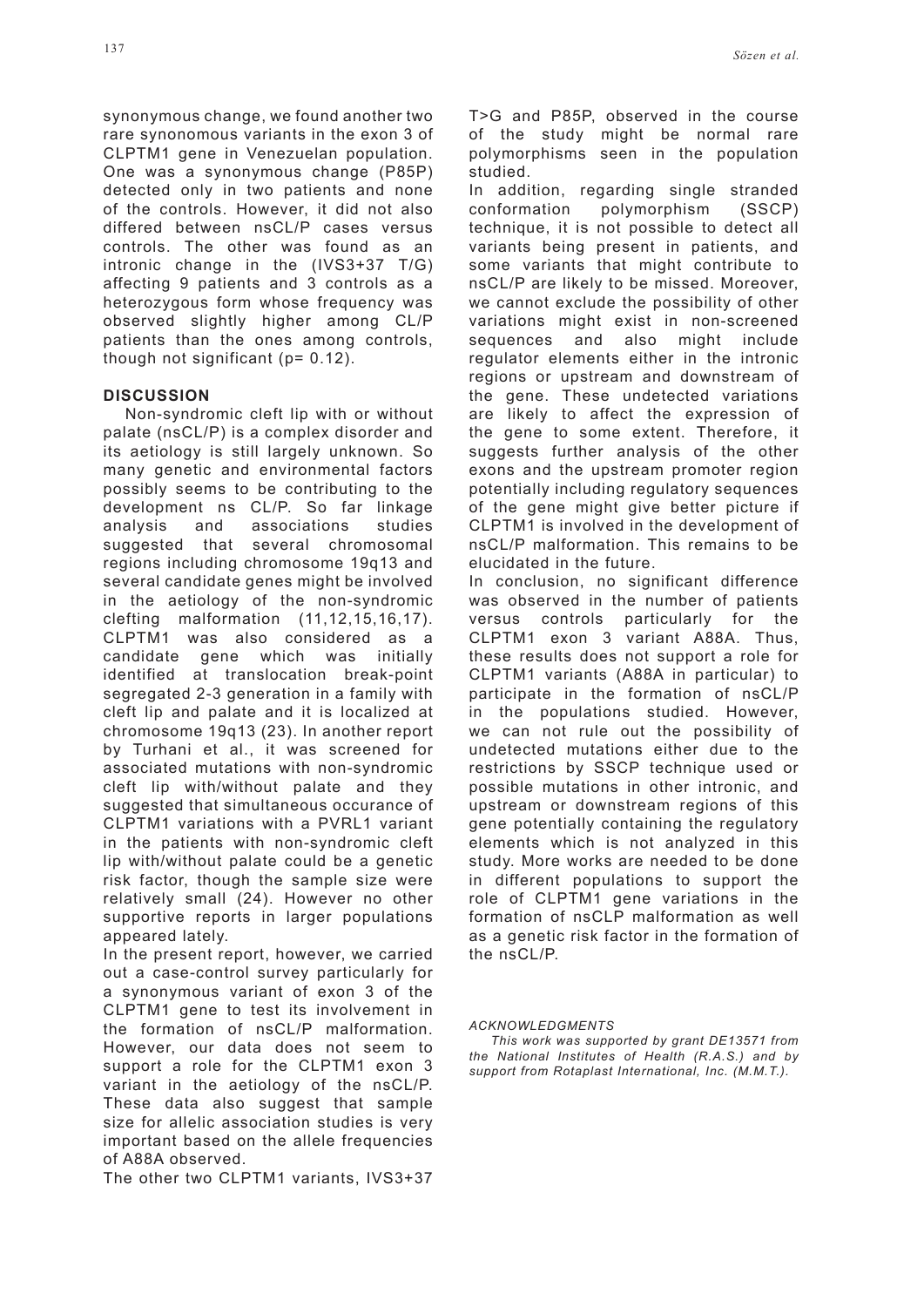synonymous change, we found another two rare synonomous variants in the exon 3 of CLPTM1 gene in Venezuelan population. One was a synonymous change (P85P) detected only in two patients and none of the controls. However, it did not also differed between nsCL/P cases versus controls. The other was found as an intronic change in the (IVS3+37 T/G) affecting 9 patients and 3 controls as a heterozygous form whose frequency was observed slightly higher among CL/P patients than the ones among controls, though not significant (p= 0.12).

## DISCUSSION

Non-syndromic cleft lip with or without palate (nsCL/P) is a complex disorder and its aetiology is still largely unknown. So many genetic and environmental factors possibly seems to be contributing to the development ns CL/P. So far linkage analysis and associations studies suggested that several chromosomal regions including chromosome 19q13 and several candidate genes might be involved in the aetiology of the non-syndromic clefting malformation (11,12,15,16,17). CLPTM1 was also considered as a candidate gene which was initially identified at translocation break-point segregated 2-3 generation in a family with cleft lip and palate and it is localized at chromosome 19q13 (23). In another report by Turhani et al., it was screened for associated mutations with non-syndromic cleft lip with/without palate and they suggested that simultaneous occurance of CLPTM1 variations with a PVRL1 variant in the patients with non-syndromic cleft lip with/without palate could be a genetic risk factor, though the sample size were relatively small (24). However no other supportive reports in larger populations appeared lately.

In the present report, however, we carried out a case-control survey particularly for a synonymous variant of exon 3 of the CLPTM1 gene to test its involvement in the formation of nsCL/P malformation. However, our data does not seem to support a role for the CLPTM1 exon 3 variant in the aetiology of the nsCL/P. These data also suggest that sample size for allelic association studies is very important based on the allele frequencies of A88A observed.

The other two CLPTM1 variants, IVS3+37 T>G and P85P, observed in the course of the study might be normal rare polymorphisms seen in the population studied.

In addition, regarding single stranded conformation polymorphism (SSCP) technique, it is not possible to detect all variants being present in patients, and some variants that might contribute to nsCL/P are likely to be missed. Moreover, we cannot exclude the possibility of other variations might exist in non-screened sequences and also might include regulator elements either in the intronic regions or upstream and downstream of the gene. These undetected variations are likely to affect the expression of the gene to some extent. Therefore, it suggests further analysis of the other exons and the upstream promoter region potentially including regulatory sequences of the gene might give better picture if CLPTM1 is involved in the development of nsCL/P malformation. This remains to be elucidated in the future.

In conclusion, no significant difference was observed in the number of patients versus controls particularly for the CLPTM1 exon 3 variant A88A. Thus, these results does not support a role for CLPTM1 variants (A88A in particular) to participate in the formation of nsCL/P in the populations studied. However, we can not rule out the possibility of undetected mutations either due to the restrictions by SSCP technique used or possible mutations in other intronic, and upstream or downstream regions of this gene potentially containing the regulatory elements which is not analyzed in this study. More works are needed to be done in different populations to support the role of CLPTM1 gene variations in the formation of nsCLP malformation as well as a genetic risk factor in the formation of the nsCL/P.

*ACKNOWLEDGMENTS*

*This work was supported by grant DE13571 from the National Institutes of Health (R.A.S.) and by support from Rotaplast International, Inc. (M.M.T.).*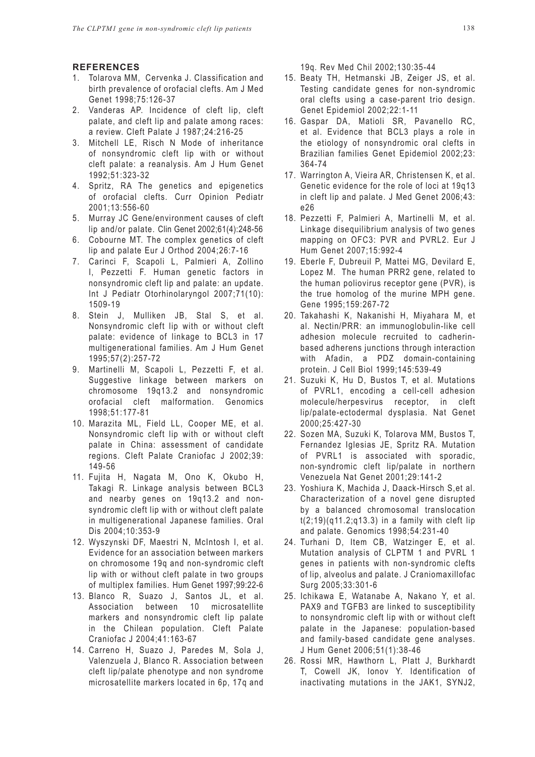## REFERENCES

1. Tolarova MM, Cervenka J. Classification and birth prevalence of orofacial clefts. Am J Med Genet 1998;75:126-37
2. Vanderas AP. Incidence of cleft lip, cleft palate, and cleft lip and palate among races: a review. Cleft Palate J 1987;24:216-25
3. Mitchell LE, Risch N Mode of inheritance of nonsyndromic cleft lip with or without cleft palate: a reanalysis. Am J Hum Genet 1992;51:323-32
4. Spritz, RA The genetics and epigenetics of orofacial clefts. Curr Opinion Pediatr 2001;13:556-60
5. Murray JC Gene/environment causes of cleft lip and/or palate. Clin Genet 2002;61(4):248-56
6. Cobourne MT. The complex genetics of cleft lip and palate Eur J Orthod 2004;26:7-16
7. Carinci F, Scapoli L, Palmieri A, Zollino I, Pezzetti F. Human genetic factors in nonsyndromic cleft lip and palate: an update. Int J Pediatr Otorhinolaryngol 2007;71(10): 1509-19
8. Stein J, Mulliken JB, Stal S, et al. Nonsyndromic cleft lip with or without cleft palate: evidence of linkage to BCL3 in 17 multigenerational families. Am J Hum Genet 1995;57(2):257-72
9. Martinelli M, Scapoli L, Pezzetti F, et al. Suggestive linkage between markers on chromosome 19q13.2 and nonsyndromic orofacial cleft malformation. Genomics 1998;51:177-81
10. Marazita ML, Field LL, Cooper ME, et al. Nonsyndromic cleft lip with or without cleft palate in China: assessment of candidate regions. Cleft Palate Craniofac J 2002;39: 149-56
11. Fujita H, Nagata M, Ono K, Okubo H, Takagi R. Linkage analysis between BCL3 and nearby genes on 19q13.2 and non-syndromic cleft lip with or without cleft palate in multigenerational Japanese families. Oral Dis 2004;10:353-9
12. Wyszynski DF, Maestri N, McIntosh I, et al. Evidence for an association between markers on chromosome 19q and non-syndromic cleft lip with or without cleft palate in two groups of multiplex families. Hum Genet 1997;99:22-6
13. Blanco R, Suazo J, Santos JL, et al. Association between 10 microsatellite markers and nonsyndromic cleft lip palate in the Chilean population. Cleft Palate Craniofac J 2004;41:163-67
14. Carreno H, Suazo J, Paredes M, Sola J, Valenzuela J, Blanco R. Association between cleft lip/palate phenotype and non syndrome microsatellite markers located in 6p, 17q and 19q. Rev Med Chil 2002;130:35-44
15. Beaty TH, Hetmanski JB, Zeiger JS, et al. Testing candidate genes for non-syndromic oral clefts using a case-parent trio design. Genet Epidemiol 2002;22:1-11
16. Gaspar DA, Matioli SR, Pavanello RC, et al. Evidence that BCL3 plays a role in the etiology of nonsyndromic oral clefts in Brazilian families Genet Epidemiol 2002;23: 364-74
17. Warrington A, Vieira AR, Christensen K, et al. Genetic evidence for the role of loci at 19q13 in cleft lip and palate. J Med Genet 2006;43: e26
18. Pezzetti F, Palmieri A, Martinelli M, et al. Linkage disequilibrium analysis of two genes mapping on OFC3: PVR and PVRL2. Eur J Hum Genet 2007;15:992-4
19. Eberle F, Dubreuil P, Mattei MG, Devilard E, Lopez M. The human PRR2 gene, related to the human poliovirus receptor gene (PVR), is the true homolog of the murine MPH gene. Gene 1995;159:267-72
20. Takahashi K, Nakanishi H, Miyahara M, et al. Nectin/PRR: an immunoglobulin-like cell adhesion molecule recruited to cadherin-based adherens junctions through interaction with Afadin, a PDZ domain-containing protein. J Cell Biol 1999;145:539-49
21. Suzuki K, Hu D, Bustos T, et al. Mutations of PVRL1, encoding a cell-cell adhesion molecule/herpesvirus receptor, in cleft lip/palate-ectodermal dysplasia. Nat Genet 2000;25:427-30
22. Sozen MA, Suzuki K, Tolarova MM, Bustos T, Fernandez Iglesias JE, Spritz RA. Mutation of PVRL1 is associated with sporadic, non-syndromic cleft lip/palate in northern Venezuela Nat Genet 2001;29:141-2
23. Yoshiura K, Machida J, Daack-Hirsch S,et al. Characterization of a novel gene disrupted by a balanced chromosomal translocation t(2;19)(q11.2;q13.3) in a family with cleft lip and palate. Genomics 1998;54:231-40
24. Turhani D, Item CB, Watzinger E, et al. Mutation analysis of CLPTM 1 and PVRL 1 genes in patients with non-syndromic clefts of lip, alveolus and palate. J Craniomaxillofac Surg 2005;33:301-6
25. Ichikawa E, Watanabe A, Nakano Y, et al. PAX9 and TGFB3 are linked to susceptibility to nonsyndromic cleft lip with or without cleft palate in the Japanese: population-based and family-based candidate gene analyses. J Hum Genet 2006;51(1):38-46
26. Rossi MR, Hawthorn L, Platt J, Burkhardt T, Cowell JK, Ionov Y. Identification of inactivating mutations in the JAK1, SYNJ2,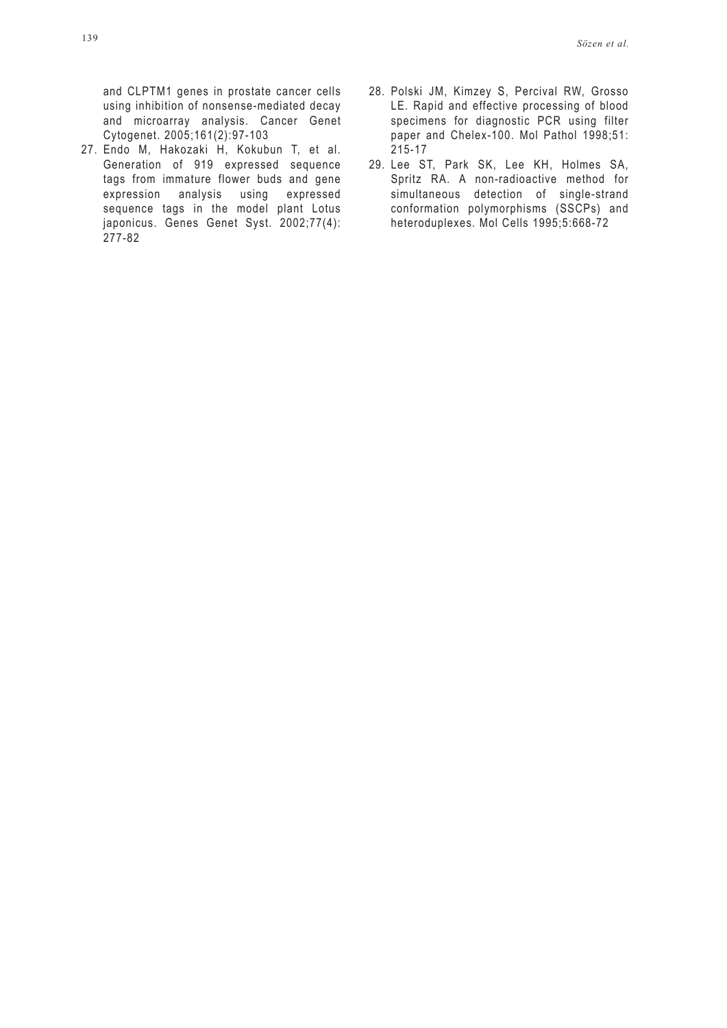and CLPTM1 genes in prostate cancer cells using inhibition of nonsense-mediated decay and microarray analysis. Cancer Genet Cytogenet. 2005;161(2):97-103

27. Endo M, Hakozaki H, Kokubun T, et al. Generation of 919 expressed sequence tags from immature flower buds and gene expression analysis using expressed sequence tags in the model plant Lotus japonicus. Genes Genet Syst. 2002;77(4): 277-82
28. Polski JM, Kimzey S, Percival RW, Grosso LE. Rapid and effective processing of blood specimens for diagnostic PCR using filter paper and Chelex-100. Mol Pathol 1998;51: 215-17
29. Lee ST, Park SK, Lee KH, Holmes SA, Spritz RA. A non-radioactive method for simultaneous detection of single-strand conformation polymorphisms (SSCPs) and heteroduplexes. Mol Cells 1995;5:668-72